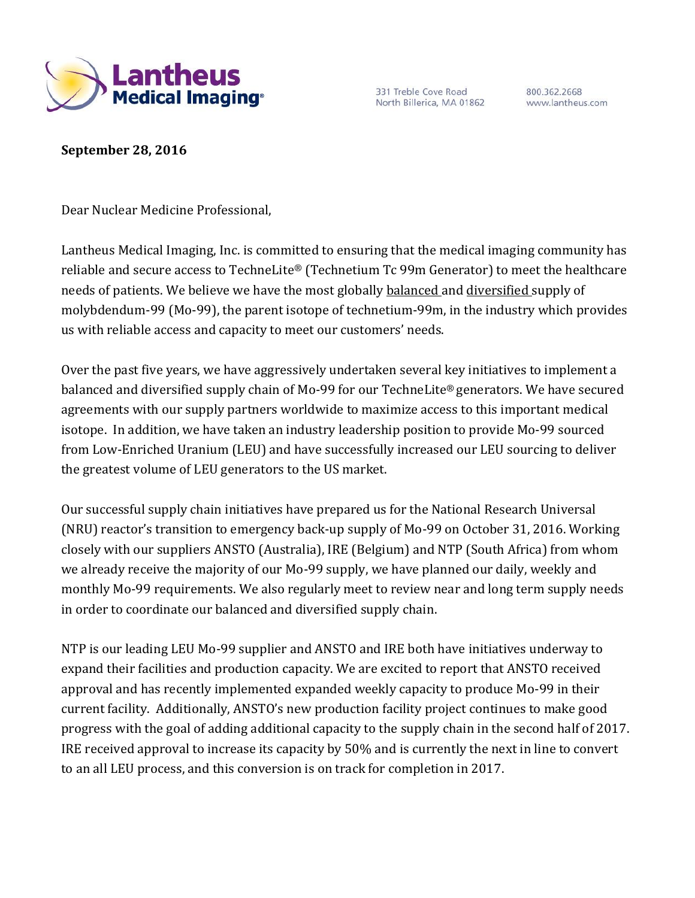Lantheus Medical Imaging®

331 Treble Cove Road
North Billerica, MA 01862

800.362.2668
www.lantheus.com

**September 28, 2016**

Dear Nuclear Medicine Professional,

Lantheus Medical Imaging, Inc. is committed to ensuring that the medical imaging community has reliable and secure access to TechneLite® (Technetium Tc 99m Generator) to meet the healthcare needs of patients. We believe we have the most globally <u>balanced</u> and <u>diversified</u> supply of molybdendum-99 (Mo-99), the parent isotope of technetium-99m, in the industry which provides us with reliable access and capacity to meet our customers' needs.

Over the past five years, we have aggressively undertaken several key initiatives to implement a balanced and diversified supply chain of Mo-99 for our TechneLite® generators. We have secured agreements with our supply partners worldwide to maximize access to this important medical isotope. In addition, we have taken an industry leadership position to provide Mo-99 sourced from Low-Enriched Uranium (LEU) and have successfully increased our LEU sourcing to deliver the greatest volume of LEU generators to the US market.

Our successful supply chain initiatives have prepared us for the National Research Universal (NRU) reactor's transition to emergency back-up supply of Mo-99 on October 31, 2016. Working closely with our suppliers ANSTO (Australia), IRE (Belgium) and NTP (South Africa) from whom we already receive the majority of our Mo-99 supply, we have planned our daily, weekly and monthly Mo-99 requirements. We also regularly meet to review near and long term supply needs in order to coordinate our balanced and diversified supply chain.

NTP is our leading LEU Mo-99 supplier and ANSTO and IRE both have initiatives underway to expand their facilities and production capacity. We are excited to report that ANSTO received approval and has recently implemented expanded weekly capacity to produce Mo-99 in their current facility. Additionally, ANSTO's new production facility project continues to make good progress with the goal of adding additional capacity to the supply chain in the second half of 2017. IRE received approval to increase its capacity by 50% and is currently the next in line to convert to an all LEU process, and this conversion is on track for completion in 2017.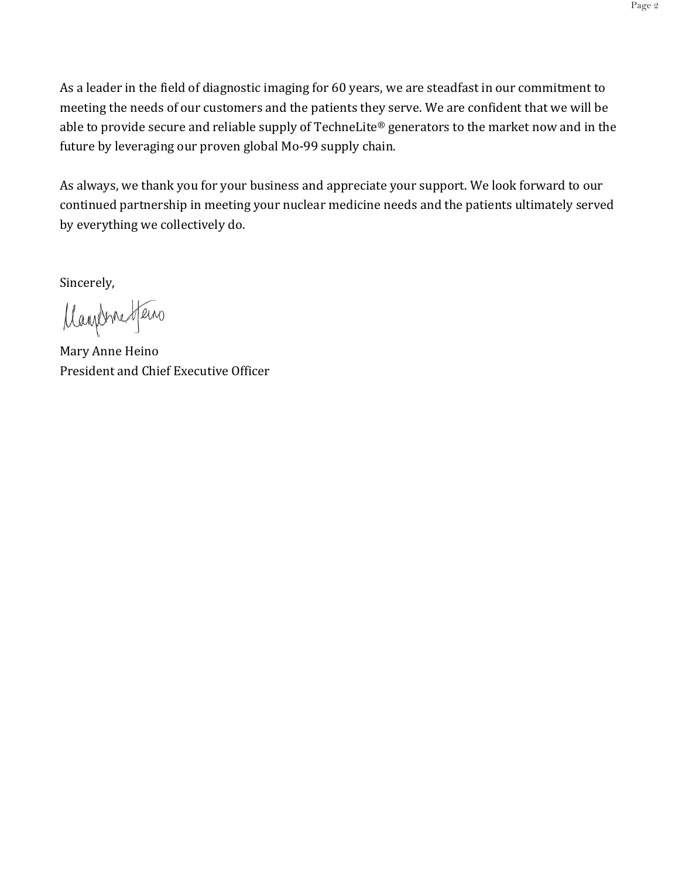As a leader in the field of diagnostic imaging for 60 years, we are steadfast in our commitment to meeting the needs of our customers and the patients they serve. We are confident that we will be able to provide secure and reliable supply of TechneLite® generators to the market now and in the future by leveraging our proven global Mo-99 supply chain.

As always, we thank you for your business and appreciate your support. We look forward to our continued partnership in meeting your nuclear medicine needs and the patients ultimately served by everything we collectively do.

Sincerely,

Mary Anne Heino
President and Chief Executive Officer